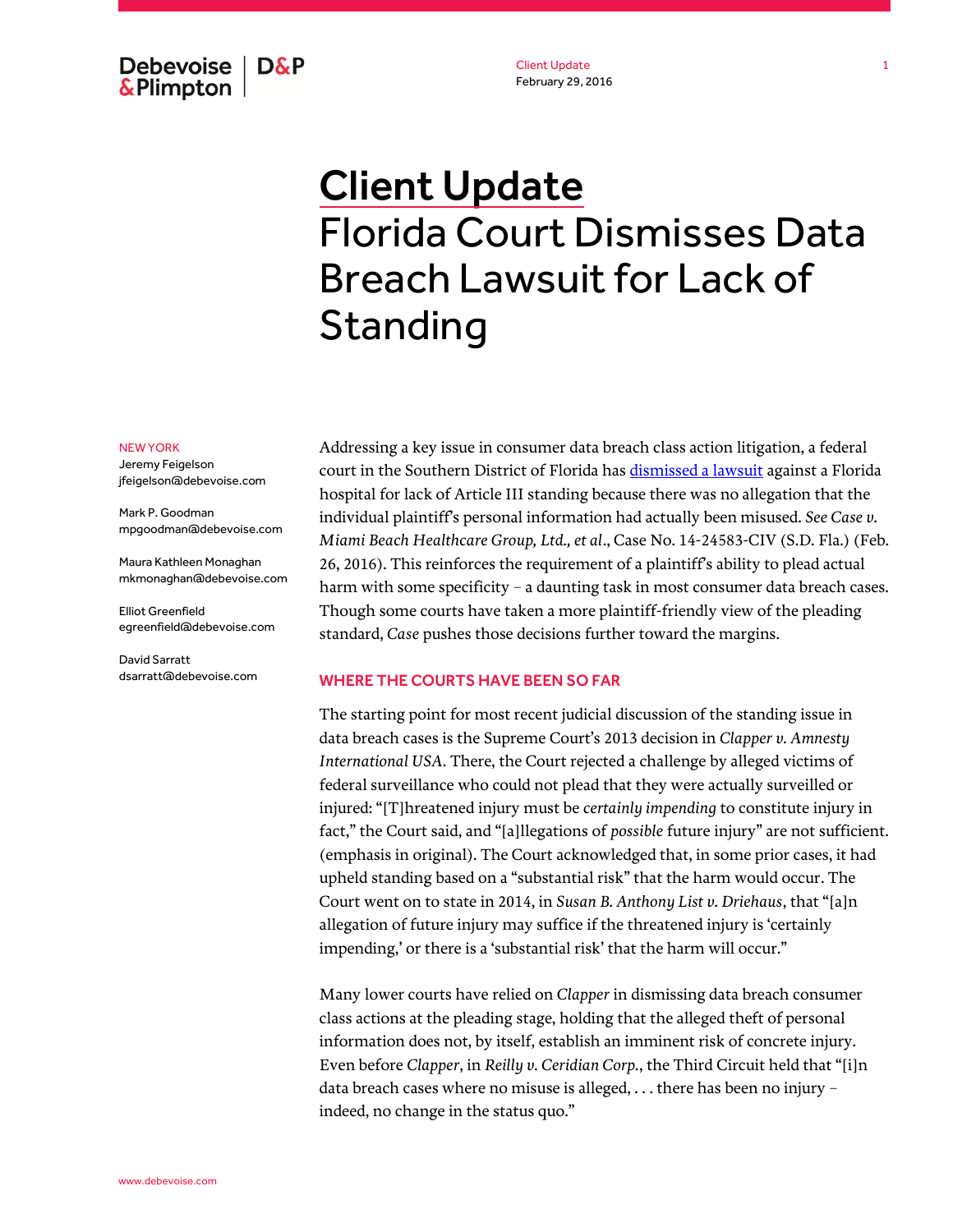Debevoise & Plimpton | D&P

Client Update
February 29, 2016

# Client Update
# Florida Court Dismisses Data Breach Lawsuit for Lack of Standing

NEW YORK
Jeremy Feigelson
jfeigelson@debevoise.com

Mark P. Goodman
mpgoodman@debevoise.com

Maura Kathleen Monaghan
mkmonaghan@debevoise.com

Elliot Greenfield
egreenfield@debevoise.com

David Sarratt
dsarratt@debevoise.com

Addressing a key issue in consumer data breach class action litigation, a federal court in the Southern District of Florida has dismissed a lawsuit against a Florida hospital for lack of Article III standing because there was no allegation that the individual plaintiff's personal information had actually been misused. *See Case v. Miami Beach Healthcare Group, Ltd., et al*., Case No. 14-24583-CIV (S.D. Fla.) (Feb. 26, 2016). This reinforces the requirement of a plaintiff's ability to plead actual harm with some specificity – a daunting task in most consumer data breach cases. Though some courts have taken a more plaintiff-friendly view of the pleading standard, *Case* pushes those decisions further toward the margins.

## WHERE THE COURTS HAVE BEEN SO FAR

The starting point for most recent judicial discussion of the standing issue in data breach cases is the Supreme Court's 2013 decision in *Clapper v. Amnesty International USA*. There, the Court rejected a challenge by alleged victims of federal surveillance who could not plead that they were actually surveilled or injured: "[T]hreatened injury must be *certainly impending* to constitute injury in fact," the Court said, and "[a]llegations of *possible* future injury" are not sufficient. (emphasis in original). The Court acknowledged that, in some prior cases, it had upheld standing based on a "substantial risk" that the harm would occur. The Court went on to state in 2014, in *Susan B. Anthony List v. Driehaus*, that "[a]n allegation of future injury may suffice if the threatened injury is 'certainly impending,' or there is a 'substantial risk' that the harm will occur."

Many lower courts have relied on *Clapper* in dismissing data breach consumer class actions at the pleading stage, holding that the alleged theft of personal information does not, by itself, establish an imminent risk of concrete injury. Even before *Clapper*, in *Reilly v. Ceridian Corp.*, the Third Circuit held that "[i]n data breach cases where no misuse is alleged, . . . there has been no injury – indeed, no change in the status quo."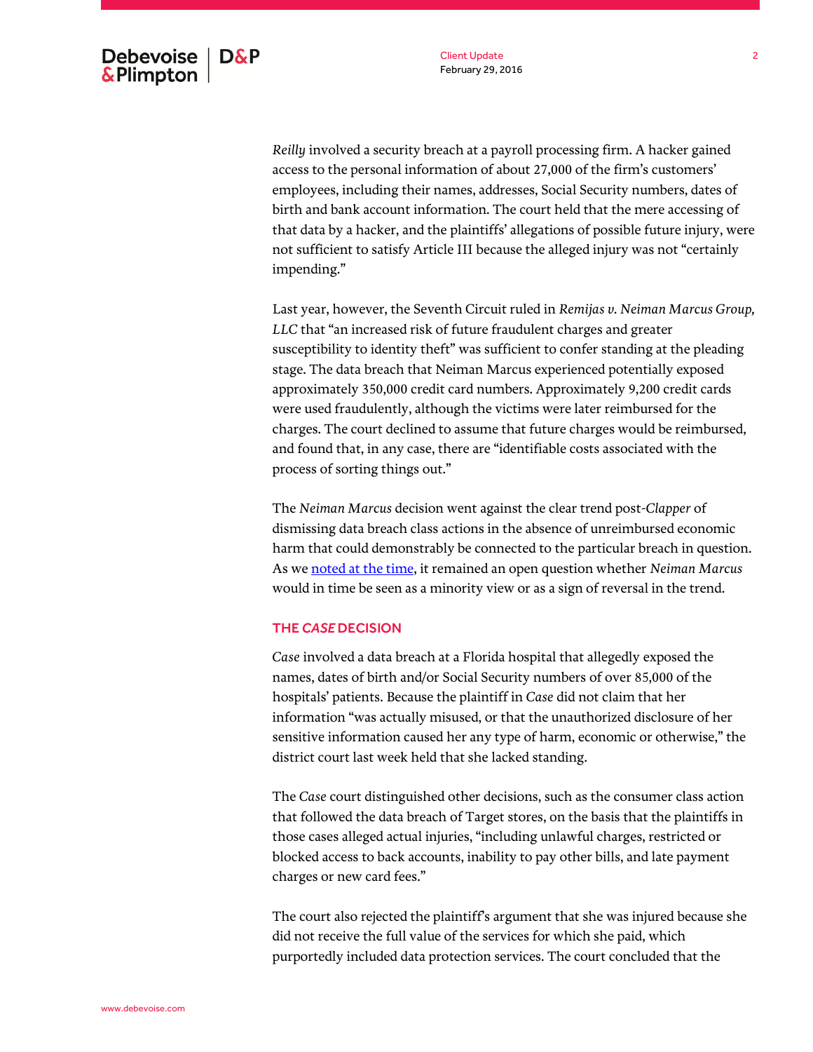*Reilly* involved a security breach at a payroll processing firm. A hacker gained access to the personal information of about 27,000 of the firm's customers' employees, including their names, addresses, Social Security numbers, dates of birth and bank account information. The court held that the mere accessing of that data by a hacker, and the plaintiffs' allegations of possible future injury, were not sufficient to satisfy Article III because the alleged injury was not "certainly impending."

Last year, however, the Seventh Circuit ruled in *Remijas v. Neiman Marcus Group, LLC* that "an increased risk of future fraudulent charges and greater susceptibility to identity theft" was sufficient to confer standing at the pleading stage. The data breach that Neiman Marcus experienced potentially exposed approximately 350,000 credit card numbers. Approximately 9,200 credit cards were used fraudulently, although the victims were later reimbursed for the charges. The court declined to assume that future charges would be reimbursed, and found that, in any case, there are "identifiable costs associated with the process of sorting things out."

The *Neiman Marcus* decision went against the clear trend post-*Clapper* of dismissing data breach class actions in the absence of unreimbursed economic harm that could demonstrably be connected to the particular breach in question. As we noted at the time, it remained an open question whether *Neiman Marcus* would in time be seen as a minority view or as a sign of reversal in the trend.

## THE *CASE* DECISION

*Case* involved a data breach at a Florida hospital that allegedly exposed the names, dates of birth and/or Social Security numbers of over 85,000 of the hospitals' patients. Because the plaintiff in *Case* did not claim that her information "was actually misused, or that the unauthorized disclosure of her sensitive information caused her any type of harm, economic or otherwise," the district court last week held that she lacked standing.

The *Case* court distinguished other decisions, such as the consumer class action that followed the data breach of Target stores, on the basis that the plaintiffs in those cases alleged actual injuries, "including unlawful charges, restricted or blocked access to back accounts, inability to pay other bills, and late payment charges or new card fees."

The court also rejected the plaintiff's argument that she was injured because she did not receive the full value of the services for which she paid, which purportedly included data protection services. The court concluded that the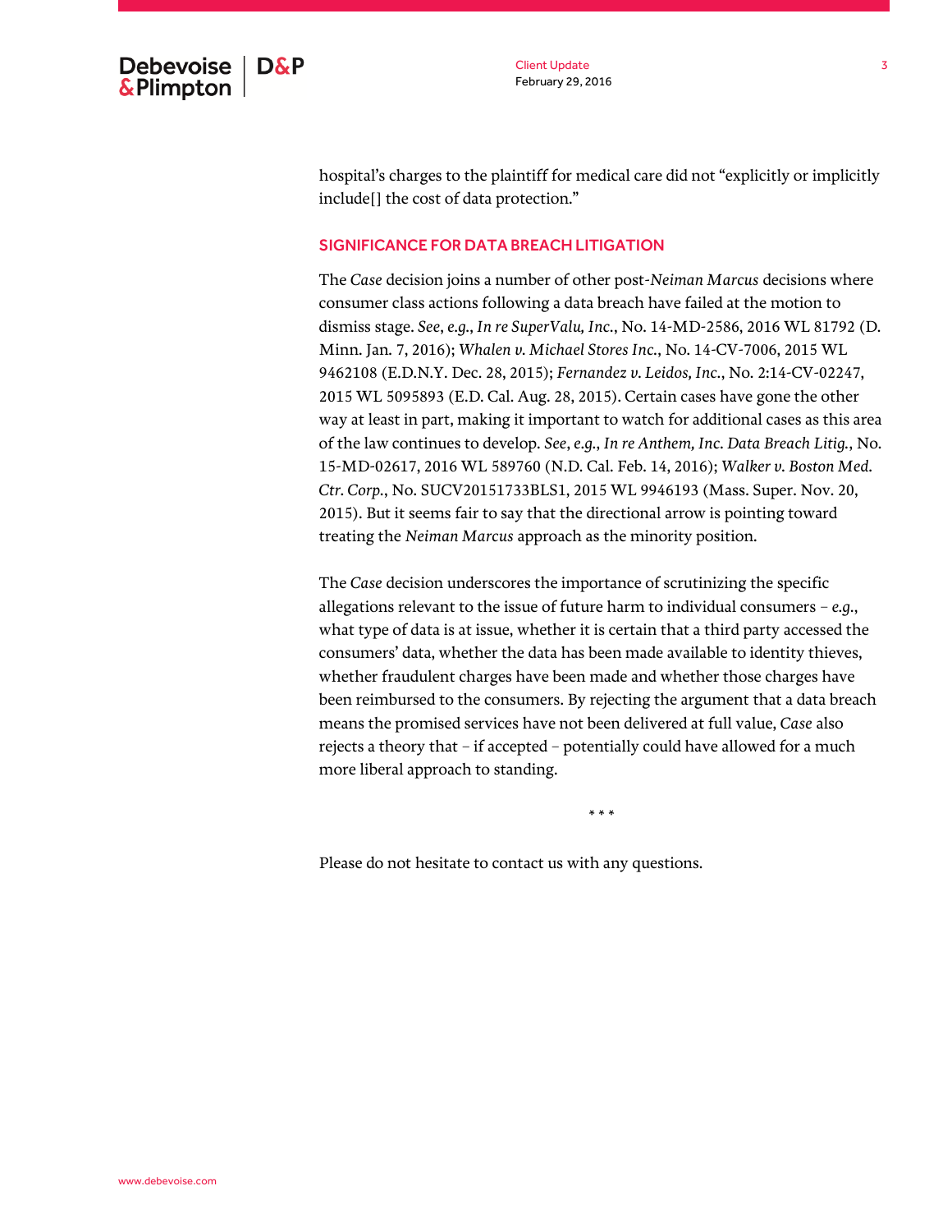hospital's charges to the plaintiff for medical care did not "explicitly or implicitly include[] the cost of data protection."

## SIGNIFICANCE FOR DATA BREACH LITIGATION

The *Case* decision joins a number of other post-*Neiman Marcus* decisions where consumer class actions following a data breach have failed at the motion to dismiss stage. *See*, *e.g.*, *In re SuperValu, Inc.*, No. 14-MD-2586, 2016 WL 81792 (D. Minn. Jan. 7, 2016); *Whalen v. Michael Stores Inc.*, No. 14-CV-7006, 2015 WL 9462108 (E.D.N.Y. Dec. 28, 2015); *Fernandez v. Leidos, Inc.*, No. 2:14-CV-02247, 2015 WL 5095893 (E.D. Cal. Aug. 28, 2015). Certain cases have gone the other way at least in part, making it important to watch for additional cases as this area of the law continues to develop. *See*, *e.g.*, *In re Anthem, Inc. Data Breach Litig.*, No. 15-MD-02617, 2016 WL 589760 (N.D. Cal. Feb. 14, 2016); *Walker v. Boston Med. Ctr. Corp.*, No. SUCV20151733BLS1, 2015 WL 9946193 (Mass. Super. Nov. 20, 2015). But it seems fair to say that the directional arrow is pointing toward treating the *Neiman Marcus* approach as the minority position.

The *Case* decision underscores the importance of scrutinizing the specific allegations relevant to the issue of future harm to individual consumers – *e.g.*, what type of data is at issue, whether it is certain that a third party accessed the consumers' data, whether the data has been made available to identity thieves, whether fraudulent charges have been made and whether those charges have been reimbursed to the consumers. By rejecting the argument that a data breach means the promised services have not been delivered at full value, *Case* also rejects a theory that – if accepted – potentially could have allowed for a much more liberal approach to standing.

\* \* \*

Please do not hesitate to contact us with any questions.